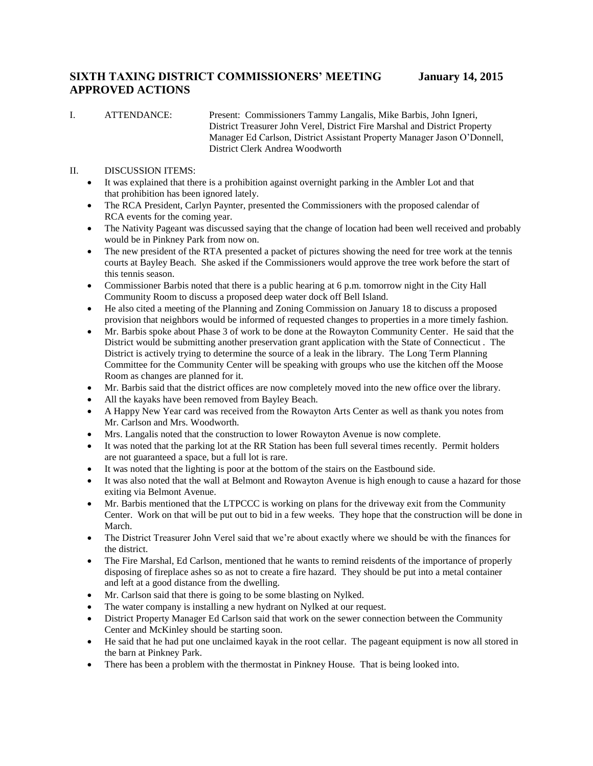# SIXTH TAXING DISTRICT COMMISSIONERS' MEETING January 14, 2015
# APPROVED ACTIONS

I. ATTENDANCE: Present: Commissioners Tammy Langalis, Mike Barbis, John Igneri, District Treasurer John Verel, District Fire Marshal and District Property Manager Ed Carlson, District Assistant Property Manager Jason O'Donnell, District Clerk Andrea Woodworth

II. DISCUSSION ITEMS:

- It was explained that there is a prohibition against overnight parking in the Ambler Lot and that that prohibition has been ignored lately.
- The RCA President, Carlyn Paynter, presented the Commissioners with the proposed calendar of RCA events for the coming year.
- The Nativity Pageant was discussed saying that the change of location had been well received and probably would be in Pinkney Park from now on.
- The new president of the RTA presented a packet of pictures showing the need for tree work at the tennis courts at Bayley Beach. She asked if the Commissioners would approve the tree work before the start of this tennis season.
- Commissioner Barbis noted that there is a public hearing at 6 p.m. tomorrow night in the City Hall Community Room to discuss a proposed deep water dock off Bell Island.
- He also cited a meeting of the Planning and Zoning Commission on January 18 to discuss a proposed provision that neighbors would be informed of requested changes to properties in a more timely fashion.
- Mr. Barbis spoke about Phase 3 of work to be done at the Rowayton Community Center. He said that the District would be submitting another preservation grant application with the State of Connecticut . The District is actively trying to determine the source of a leak in the library. The Long Term Planning Committee for the Community Center will be speaking with groups who use the kitchen off the Moose Room as changes are planned for it.
- Mr. Barbis said that the district offices are now completely moved into the new office over the library.
- All the kayaks have been removed from Bayley Beach.
- A Happy New Year card was received from the Rowayton Arts Center as well as thank you notes from Mr. Carlson and Mrs. Woodworth.
- Mrs. Langalis noted that the construction to lower Rowayton Avenue is now complete.
- It was noted that the parking lot at the RR Station has been full several times recently. Permit holders are not guaranteed a space, but a full lot is rare.
- It was noted that the lighting is poor at the bottom of the stairs on the Eastbound side.
- It was also noted that the wall at Belmont and Rowayton Avenue is high enough to cause a hazard for those exiting via Belmont Avenue.
- Mr. Barbis mentioned that the LTPCCC is working on plans for the driveway exit from the Community Center. Work on that will be put out to bid in a few weeks. They hope that the construction will be done in March.
- The District Treasurer John Verel said that we're about exactly where we should be with the finances for the district.
- The Fire Marshal, Ed Carlson, mentioned that he wants to remind reisdents of the importance of properly disposing of fireplace ashes so as not to create a fire hazard. They should be put into a metal container and left at a good distance from the dwelling.
- Mr. Carlson said that there is going to be some blasting on Nylked.
- The water company is installing a new hydrant on Nylked at our request.
- District Property Manager Ed Carlson said that work on the sewer connection between the Community Center and McKinley should be starting soon.
- He said that he had put one unclaimed kayak in the root cellar. The pageant equipment is now all stored in the barn at Pinkney Park.
- There has been a problem with the thermostat in Pinkney House. That is being looked into.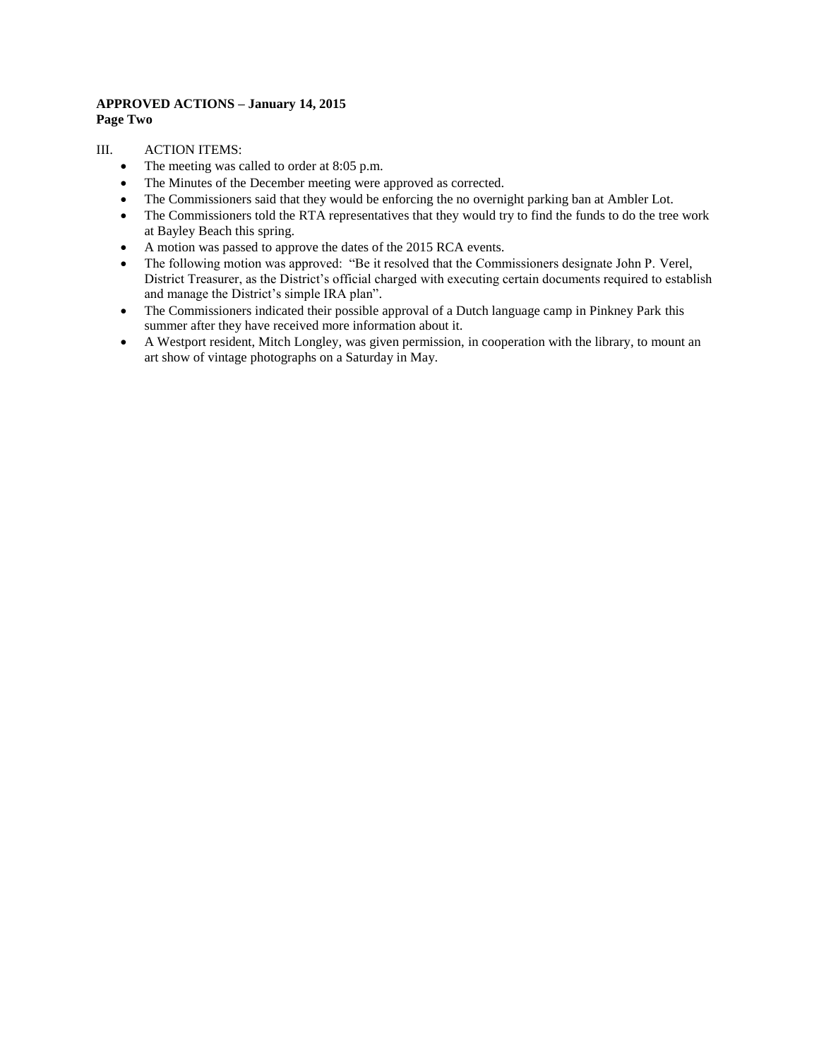**APPROVED ACTIONS – January 14, 2015**
**Page Two**

III. ACTION ITEMS:

- The meeting was called to order at 8:05 p.m.
- The Minutes of the December meeting were approved as corrected.
- The Commissioners said that they would be enforcing the no overnight parking ban at Ambler Lot.
- The Commissioners told the RTA representatives that they would try to find the funds to do the tree work at Bayley Beach this spring.
- A motion was passed to approve the dates of the 2015 RCA events.
- The following motion was approved: "Be it resolved that the Commissioners designate John P. Verel, District Treasurer, as the District's official charged with executing certain documents required to establish and manage the District's simple IRA plan".
- The Commissioners indicated their possible approval of a Dutch language camp in Pinkney Park this summer after they have received more information about it.
- A Westport resident, Mitch Longley, was given permission, in cooperation with the library, to mount an art show of vintage photographs on a Saturday in May.